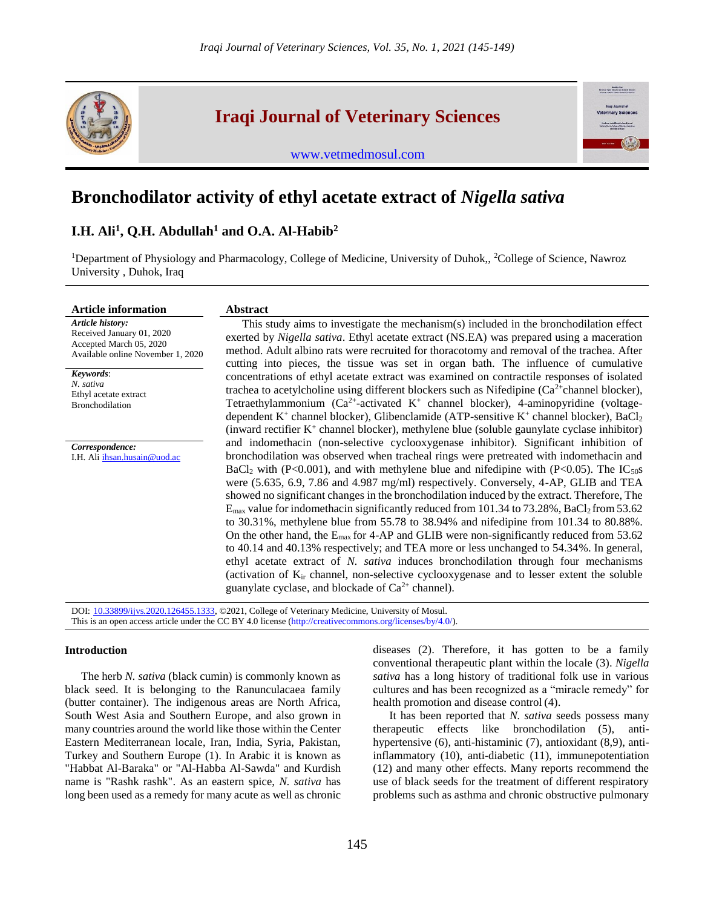# Bronchodilator activity of ethyl acetate extract of *Nigella sativa*

**I.H. Ali[1], Q.H. Abdullah[1] and O.A. Al-Habib[2]**

[1]Department of Physiology and Pharmacology, College of Medicine, University of Duhok,, [2]College of Science, Nawroz University , Duhok, Iraq

**Article information**

***Article history:***
Received January 01, 2020
Accepted March 05, 2020
Available online November 1, 2020

***Keywords***:
*N. sativa*
Ethyl acetate extract
Bronchodilation

***Correspondence:***
I.H. Ali ihsan.husain@uod.ac

**Abstract**

This study aims to investigate the mechanism(s) included in the bronchodilation effect exerted by *Nigella sativa*. Ethyl acetate extract (NS.EA) was prepared using a maceration method. Adult albino rats were recruited for thoracotomy and removal of the trachea. After cutting into pieces, the tissue was set in organ bath. The influence of cumulative concentrations of ethyl acetate extract was examined on contractile responses of isolated trachea to acetylcholine using different blockers such as Nifedipine ($Ca^{2+}$channel blocker), Tetraethylammonium ($Ca^{2+}$-activated $K^+$ channel blocker), 4-aminopyridine (voltage-dependent $K^+$ channel blocker), Glibenclamide (ATP-sensitive $K^+$ channel blocker), $BaCl_2$ (inward rectifier $K^+$ channel blocker), methylene blue (soluble gaunylate cyclase inhibitor) and indomethacin (non-selective cyclooxygenase inhibitor). Significant inhibition of bronchodilation was observed when tracheal rings were pretreated with indomethacin and $BaCl_2$ with (P<0.001), and with methylene blue and nifedipine with (P<0.05). The $IC_{50}$s were (5.635, 6.9, 7.86 and 4.987 mg/ml) respectively. Conversely, 4-AP, GLIB and TEA showed no significant changes in the bronchodilation induced by the extract. Therefore, The $E_{max}$ value for indomethacin significantly reduced from 101.34 to 73.28%, $BaCl_2$ from 53.62 to 30.31%, methylene blue from 55.78 to 38.94% and nifedipine from 101.34 to 80.88%. On the other hand, the $E_{max}$ for 4-AP and GLIB were non-significantly reduced from 53.62 to 40.14 and 40.13% respectively; and TEA more or less unchanged to 54.34%. In general, ethyl acetate extract of *N. sativa* induces bronchodilation through four mechanisms (activation of $K_{ir}$ channel, non-selective cyclooxygenase and to lesser extent the soluble guanylate cyclase, and blockade of $Ca^{2+}$ channel).

DOI: 10.33899/ijvs.2020.126455.1333, ©2021, College of Veterinary Medicine, University of Mosul.
This is an open access article under the CC BY 4.0 license (http://creativecommons.org/licenses/by/4.0/).

## Introduction

The herb *N. sativa* (black cumin) is commonly known as black seed. It is belonging to the Ranunculacaea family (butter container). The indigenous areas are North Africa, South West Asia and Southern Europe, and also grown in many countries around the world like those within the Center Eastern Mediterranean locale, Iran, India, Syria, Pakistan, Turkey and Southern Europe (1). In Arabic it is known as "Habbat Al-Baraka" or "Al-Habba Al-Sawda" and Kurdish name is "Rashk rashk". As an eastern spice, *N. sativa* has long been used as a remedy for many acute as well as chronic diseases (2). Therefore, it has gotten to be a family conventional therapeutic plant within the locale (3). *Nigella sativa* has a long history of traditional folk use in various cultures and has been recognized as a "miracle remedy" for health promotion and disease control (4).

It has been reported that *N. sativa* seeds possess many therapeutic effects like bronchodilation (5), anti-hypertensive (6), anti-histaminic (7), antioxidant (8,9), anti-inflammatory (10), anti-diabetic (11), immunepotentiation (12) and many other effects. Many reports recommend the use of black seeds for the treatment of different respiratory problems such as asthma and chronic obstructive pulmonary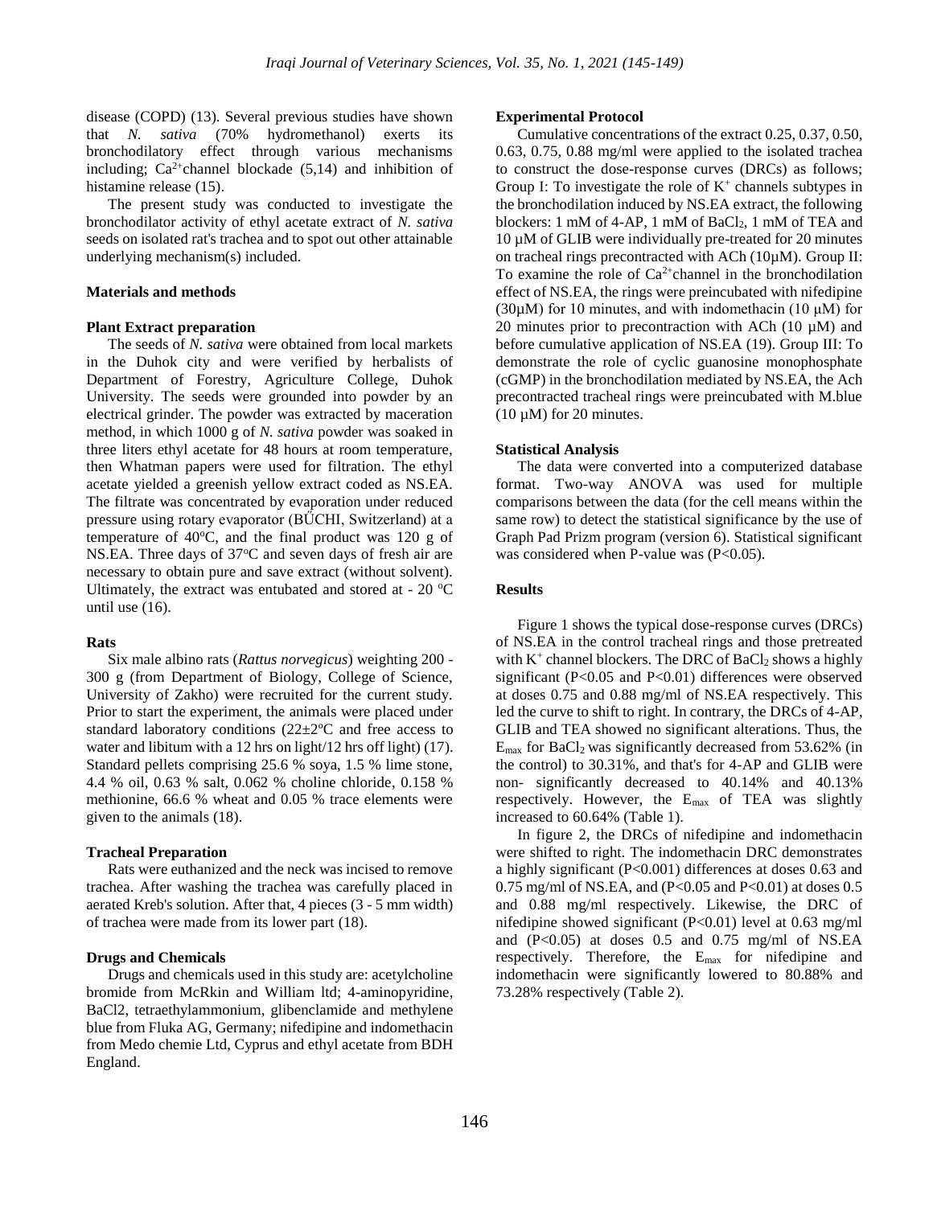disease (COPD) (13). Several previous studies have shown that *N. sativa* (70% hydromethanol) exerts its bronchodilatory effect through various mechanisms including; $Ca^{2+}$channel blockade (5,14) and inhibition of histamine release (15).

The present study was conducted to investigate the bronchodilator activity of ethyl acetate extract of *N. sativa* seeds on isolated rat's trachea and to spot out other attainable underlying mechanism(s) included.

## Materials and methods

### Plant Extract preparation

The seeds of *N. sativa* were obtained from local markets in the Duhok city and were verified by herbalists of Department of Forestry, Agriculture College, Duhok University. The seeds were grounded into powder by an electrical grinder. The powder was extracted by maceration method, in which 1000 g of *N. sativa* powder was soaked in three liters ethyl acetate for 48 hours at room temperature, then Whatman papers were used for filtration. The ethyl acetate yielded a greenish yellow extract coded as NS.EA. The filtrate was concentrated by evaporation under reduced pressure using rotary evaporator (BŰCHI, Switzerland) at a temperature of 40ºC, and the final product was 120 g of NS.EA. Three days of 37ºC and seven days of fresh air are necessary to obtain pure and save extract (without solvent). Ultimately, the extract was entubated and stored at - 20 ºC until use (16).

### Rats

Six male albino rats (*Rattus norvegicus*) weighting 200 - 300 g (from Department of Biology, College of Science, University of Zakho) were recruited for the current study. Prior to start the experiment, the animals were placed under standard laboratory conditions (22±2ºC and free access to water and libitum with a 12 hrs on light/12 hrs off light) (17). Standard pellets comprising 25.6 % soya, 1.5 % lime stone, 4.4 % oil, 0.63 % salt, 0.062 % choline chloride, 0.158 % methionine, 66.6 % wheat and 0.05 % trace elements were given to the animals (18).

### Tracheal Preparation

Rats were euthanized and the neck was incised to remove trachea. After washing the trachea was carefully placed in aerated Kreb's solution. After that, 4 pieces (3 - 5 mm width) of trachea were made from its lower part (18).

### Drugs and Chemicals

Drugs and chemicals used in this study are: acetylcholine bromide from McRkin and William ltd; 4-aminopyridine, BaCl2, tetraethylammonium, glibenclamide and methylene blue from Fluka AG, Germany; nifedipine and indomethacin from Medo chemie Ltd, Cyprus and ethyl acetate from BDH England.

### Experimental Protocol

Cumulative concentrations of the extract 0.25, 0.37, 0.50, 0.63, 0.75, 0.88 mg/ml were applied to the isolated trachea to construct the dose-response curves (DRCs) as follows; Group I: To investigate the role of $K^+$ channels subtypes in the bronchodilation induced by NS.EA extract, the following blockers: 1 mM of 4-AP, 1 mM of $BaCl_2$, 1 mM of TEA and 10 µM of GLIB were individually pre-treated for 20 minutes on tracheal rings precontracted with ACh (10µM). Group II: To examine the role of $Ca^{2+}$channel in the bronchodilation effect of NS.EA, the rings were preincubated with nifedipine (30µM) for 10 minutes, and with indomethacin (10 µM) for 20 minutes prior to precontraction with ACh (10 µM) and before cumulative application of NS.EA (19). Group III: To demonstrate the role of cyclic guanosine monophosphate (cGMP) in the bronchodilation mediated by NS.EA, the Ach precontracted tracheal rings were preincubated with M.blue (10 µM) for 20 minutes.

### Statistical Analysis

The data were converted into a computerized database format. Two-way ANOVA was used for multiple comparisons between the data (for the cell means within the same row) to detect the statistical significance by the use of Graph Pad Prizm program (version 6). Statistical significant was considered when P-value was ($P<0.05$).

## Results

Figure 1 shows the typical dose-response curves (DRCs) of NS.EA in the control tracheal rings and those pretreated with $K^+$ channel blockers. The DRC of $BaCl_2$ shows a highly significant ($P<0.05$ and $P<0.01$) differences were observed at doses 0.75 and 0.88 mg/ml of NS.EA respectively. This led the curve to shift to right. In contrary, the DRCs of 4-AP, GLIB and TEA showed no significant alterations. Thus, the $E_{max}$ for $BaCl_2$ was significantly decreased from 53.62% (in the control) to 30.31%, and that's for 4-AP and GLIB were non- significantly decreased to 40.14% and 40.13% respectively. However, the $E_{max}$ of TEA was slightly increased to 60.64% (Table 1).

In figure 2, the DRCs of nifedipine and indomethacin were shifted to right. The indomethacin DRC demonstrates a highly significant ($P<0.001$) differences at doses 0.63 and 0.75 mg/ml of NS.EA, and ($P<0.05$ and $P<0.01$) at doses 0.5 and 0.88 mg/ml respectively. Likewise, the DRC of nifedipine showed significant ($P<0.01$) level at 0.63 mg/ml and ($P<0.05$) at doses 0.5 and 0.75 mg/ml of NS.EA respectively. Therefore, the $E_{max}$ for nifedipine and indomethacin were significantly lowered to 80.88% and 73.28% respectively (Table 2).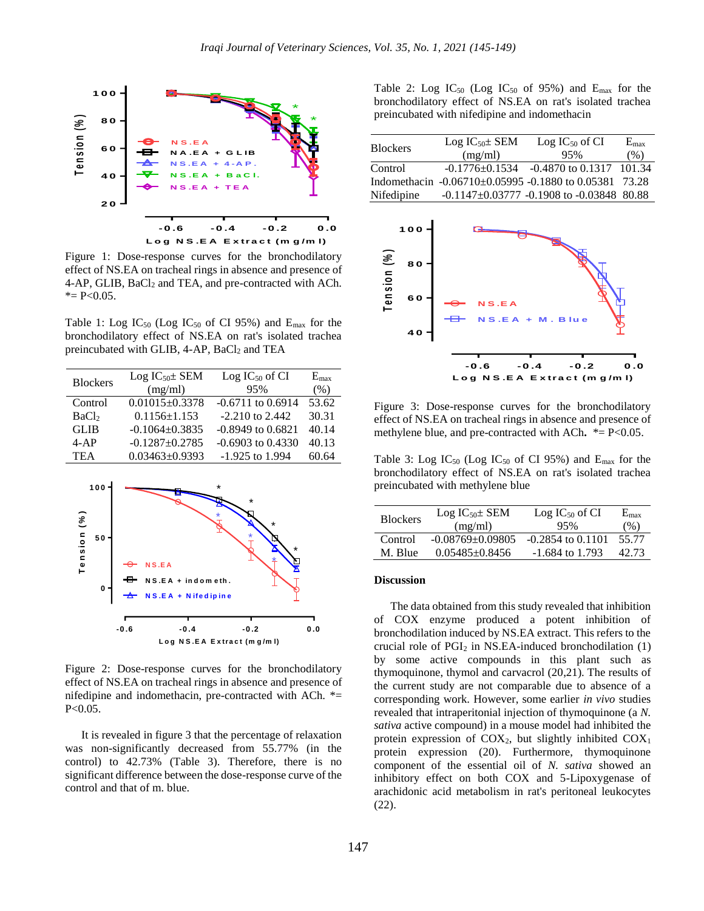Figure 1: Dose-response curves for the bronchodilatory effect of NS.EA on tracheal rings in absence and presence of 4-AP, GLIB, $BaCl_2$ and TEA, and pre-contracted with ACh. *= P<0.05.

Table 1: Log $IC_{50}$ (Log $IC_{50}$ of CI 95%) and $E_{max}$ for the bronchodilatory effect of NS.EA on rat's isolated trachea preincubated with GLIB, 4-AP, $BaCl_2$ and TEA

| Blockers | Log $IC_{50}$± SEM (mg/ml) | Log $IC_{50}$ of CI 95% | $E_{max}$ (%) |
|---|---|---|---|
| Control | 0.01015±0.3378 | -0.6711 to 0.6914 | 53.62 |
| $BaCl_2$ | 0.1156±1.153 | -2.210 to 2.442 | 30.31 |
| GLIB | -0.1064±0.3835 | -0.8949 to 0.6821 | 40.14 |
| 4-AP | -0.1287±0.2785 | -0.6903 to 0.4330 | 40.13 |
| TEA | 0.03463±0.9393 | -1.925 to 1.994 | 60.64 |

Figure 2: Dose-response curves for the bronchodilatory effect of NS.EA on tracheal rings in absence and presence of nifedipine and indomethacin, pre-contracted with ACh. *= P<0.05.

It is revealed in figure 3 that the percentage of relaxation was non-significantly decreased from 55.77% (in the control) to 42.73% (Table 3). Therefore, there is no significant difference between the dose-response curve of the control and that of m. blue.

Table 2: Log $IC_{50}$ (Log $IC_{50}$ of 95%) and $E_{max}$ for the bronchodilatory effect of NS.EA on rat's isolated trachea preincubated with nifedipine and indomethacin

| Blockers | Log $IC_{50}$± SEM (mg/ml) | Log $IC_{50}$ of CI 95% | $E_{max}$ (%) |
|---|---|---|---|
| Control | -0.1776±0.1534 | -0.4870 to 0.1317 | 101.34 |
| Indomethacin | -0.06710±0.05995 | -0.1880 to 0.05381 | 73.28 |
| Nifedipine | -0.1147±0.03777 | -0.1908 to -0.03848 | 80.88 |

Figure 3: Dose-response curves for the bronchodilatory effect of NS.EA on tracheal rings in absence and presence of methylene blue, and pre-contracted with ACh. *= P<0.05.

Table 3: Log $IC_{50}$ (Log $IC_{50}$ of CI 95%) and $E_{max}$ for the bronchodilatory effect of NS.EA on rat's isolated trachea preincubated with methylene blue

| Blockers | Log $IC_{50}$± SEM (mg/ml) | Log $IC_{50}$ of CI 95% | $E_{max}$ (%) |
|---|---|---|---|
| Control | -0.08769±0.09805 | -0.2854 to 0.1101 | 55.77 |
| M. Blue | 0.05485±0.8456 | -1.684 to 1.793 | 42.73 |

## Discussion

The data obtained from this study revealed that inhibition of COX enzyme produced a potent inhibition of bronchodilation induced by NS.EA extract. This refers to the crucial role of $PGI_2$ in NS.EA-induced bronchodilation (1) by some active compounds in this plant such as thymoquinone, thymol and carvacrol (20,21). The results of the current study are not comparable due to absence of a corresponding work. However, some earlier *in vivo* studies revealed that intraperitonial injection of thymoquinone (a *N. sativa* active compound) in a mouse model had inhibited the protein expression of $COX_2$, but slightly inhibited $COX_1$ protein expression (20). Furthermore, thymoquinone component of the essential oil of *N. sativa* showed an inhibitory effect on both COX and 5-Lipoxygenase of arachidonic acid metabolism in rat's peritoneal leukocytes (22).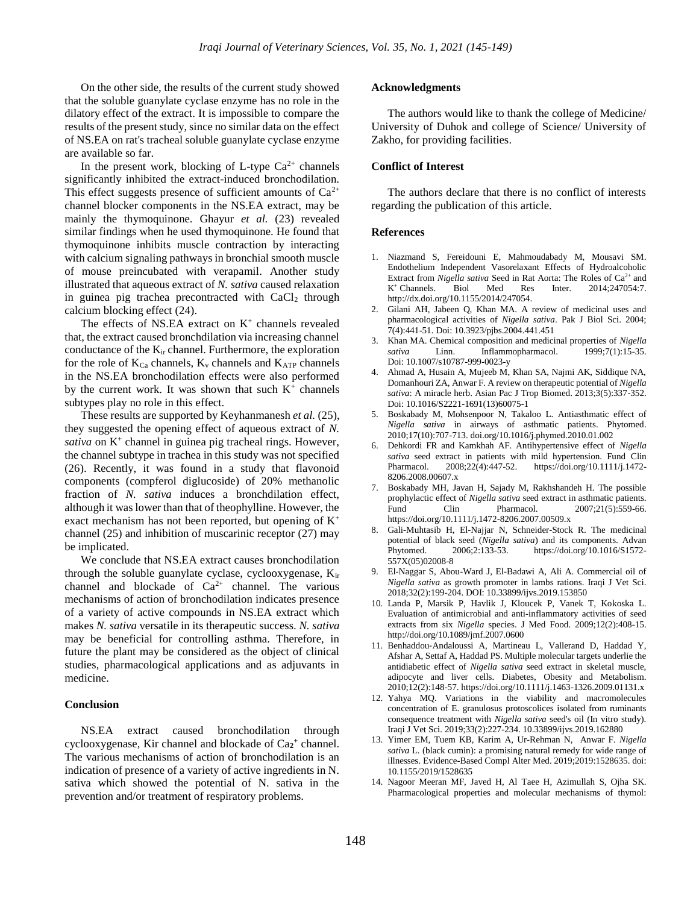On the other side, the results of the current study showed that the soluble guanylate cyclase enzyme has no role in the dilatory effect of the extract. It is impossible to compare the results of the present study, since no similar data on the effect of NS.EA on rat's tracheal soluble guanylate cyclase enzyme are available so far.

In the present work, blocking of L-type $Ca^{2+}$ channels significantly inhibited the extract-induced bronchodilation. This effect suggests presence of sufficient amounts of $Ca^{2+}$ channel blocker components in the NS.EA extract, may be mainly the thymoquinone. Ghayur *et al.* (23) revealed similar findings when he used thymoquinone. He found that thymoquinone inhibits muscle contraction by interacting with calcium signaling pathways in bronchial smooth muscle of mouse preincubated with verapamil. Another study illustrated that aqueous extract of *N. sativa* caused relaxation in guinea pig trachea precontracted with $CaCl_2$ through calcium blocking effect (24).

The effects of NS.EA extract on $K^+$ channels revealed that, the extract caused bronchdilation via increasing channel conductance of the $K_{ir}$ channel. Furthermore, the exploration for the role of $K_{Ca}$ channels, $K_v$ channels and $K_{ATP}$ channels in the NS.EA bronchodilation effects were also performed by the current work. It was shown that such $K^+$ channels subtypes play no role in this effect.

These results are supported by Keyhanmanesh *et al.* (25), they suggested the opening effect of aqueous extract of *N. sativa* on $K^+$ channel in guinea pig tracheal rings. However, the channel subtype in trachea in this study was not specified (26). Recently, it was found in a study that flavonoid components (compferol diglucoside) of 20% methanolic fraction of *N. sativa* induces a bronchdilation effect, although it was lower than that of theophylline. However, the exact mechanism has not been reported, but opening of $K^+$ channel (25) and inhibition of muscarinic receptor (27) may be implicated.

We conclude that NS.EA extract causes bronchodilation through the soluble guanylate cyclase, cyclooxygenase, $K_{ir}$ channel and blockade of $Ca^{2+}$ channel. The various mechanisms of action of bronchodilation indicates presence of a variety of active compounds in NS.EA extract which makes *N. sativa* versatile in its therapeutic success. *N. sativa* may be beneficial for controlling asthma. Therefore, in future the plant may be considered as the object of clinical studies, pharmacological applications and as adjuvants in medicine.

## Conclusion

NS.EA extract caused bronchodilation through cyclooxygenase, Kir channel and blockade of $Ca_2^+$ channel. The various mechanisms of action of bronchodilation is an indication of presence of a variety of active ingredients in N. sativa which showed the potential of N. sativa in the prevention and/or treatment of respiratory problems.

## Acknowledgments

The authors would like to thank the college of Medicine/ University of Duhok and college of Science/ University of Zakho, for providing facilities.

## Conflict of Interest

The authors declare that there is no conflict of interests regarding the publication of this article.

## References

1. Niazmand S, Fereidouni E, Mahmoudabady M, Mousavi SM. Endothelium Independent Vasorelaxant Effects of Hydroalcoholic Extract from *Nigella sativa* Seed in Rat Aorta: The Roles of $Ca^{2+}$ and $K^+$ Channels. Biol Med Res Inter. 2014;247054:7. http://dx.doi.org/10.1155/2014/247054.
2. Gilani AH, Jabeen Q, Khan MA. A review of medicinal uses and pharmacological activities of *Nigella sativa*. Pak J Biol Sci. 2004; 7(4):441-51. Doi: 10.3923/pjbs.2004.441.451
3. Khan MA. Chemical composition and medicinal properties of *Nigella sativa* Linn. Inflammopharmacol. 1999;7(1):15-35. Doi: 10.1007/s10787-999-0023-y
4. Ahmad A, Husain A, Mujeeb M, Khan SA, Najmi AK, Siddique NA, Domanhouri ZA, Anwar F. A review on therapeutic potential of *Nigella sativa*: A miracle herb. Asian Pac J Trop Biomed. 2013;3(5):337-352. Doi: 10.1016/S2221-1691(13)60075-1
5. Boskabady M, Mohsenpoor N, Takaloo L. Antiasthmatic effect of *Nigella sativa* in airways of asthmatic patients. Phytomed. 2010;17(10):707-713. doi.org/10.1016/j.phymed.2010.01.002
6. Dehkordi FR and Kamkhah AF. Antihypertensive effect of *Nigella sativa* seed extract in patients with mild hypertension. Fund Clin Pharmacol. 2008;22(4):447-52. https://doi.org/10.1111/j.1472-8206.2008.00607.x
7. Boskabady MH, Javan H, Sajady M, Rakhshandeh H. The possible prophylactic effect of *Nigella sativa* seed extract in asthmatic patients. Fund Clin Pharmacol. 2007;21(5):559-66. https://doi.org/10.1111/j.1472-8206.2007.00509.x
8. Gali-Muhtasib H, El-Najjar N, Schneider-Stock R. The medicinal potential of black seed (*Nigella sativa*) and its components. Advan Phytomed. 2006;2:133-53. https://doi.org/10.1016/S1572-557X(05)02008-8
9. El-Naggar S, Abou-Ward J, El-Badawi A, Ali A. Commercial oil of *Nigella sativa* as growth promoter in lambs rations. Iraqi J Vet Sci. 2018;32(2):199-204. DOI: 10.33899/ijvs.2019.153850
10. Landa P, Marsik P, Havlik J, Kloucek P, Vanek T, Kokoska L. Evaluation of antimicrobial and anti-inflammatory activities of seed extracts from six *Nigella* species. J Med Food. 2009;12(2):408-15. http://doi.org/10.1089/jmf.2007.0600
11. Benhaddou-Andaloussi A, Martineau L, Vallerand D, Haddad Y, Afshar A, Settaf A, Haddad PS. Multiple molecular targets underlie the antidiabetic effect of *Nigella sativa* seed extract in skeletal muscle, adipocyte and liver cells. Diabetes, Obesity and Metabolism. 2010;12(2):148-57. https://doi.org/10.1111/j.1463-1326.2009.01131.x
12. Yahya MQ. Variations in the viability and macromolecules concentration of E. granulosus protoscolices isolated from ruminants consequence treatment with *Nigella sativa* seed's oil (In vitro study). Iraqi J Vet Sci. 2019;33(2):227-234. 10.33899/ijvs.2019.162880
13. Yimer EM, Tuem KB, Karim A, Ur-Rehman N, Anwar F. *Nigella sativa* L. (black cumin): a promising natural remedy for wide range of illnesses. Evidence-Based Compl Alter Med. 2019;2019:1528635. doi: 10.1155/2019/1528635
14. Nagoor Meeran MF, Javed H, Al Taee H, Azimullah S, Ojha SK. Pharmacological properties and molecular mechanisms of thymol: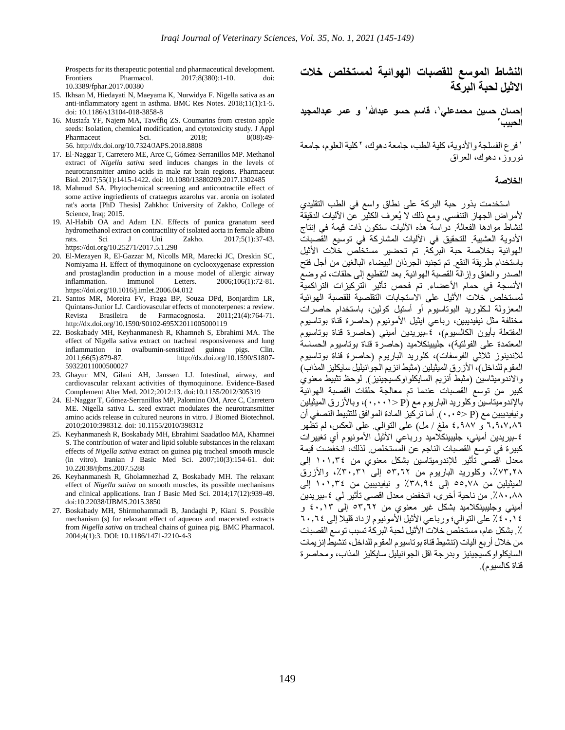Prospects for its therapeutic potential and pharmaceutical development. Frontiers Pharmacol. 2017;8(380):1-10. doi: 10.3389/fphar.2017.00380

15. Ikhsan M, Hiedayati N, Maeyama K, Nurwidya F. Nigella sativa as an anti-inflammatory agent in asthma. BMC Res Notes. 2018;11(1):1-5. doi: 10.1186/s13104-018-3858-8
16. Mustafa YF, Najem MA, Tawffiq ZS. Coumarins from creston apple seeds: Isolation, chemical modification, and cytotoxicity study. J Appl Pharmaceut Sci. 2018; 8(08):49-56. http://dx.doi.org/10.7324/JAPS.2018.8808
17. El-Naggar T, Carretero ME, Arce C, Gómez-Serranillos MP. Methanol extract of *Nigella sativa* seed induces changes in the levels of neurotransmitter amino acids in male rat brain regions. Pharmaceut Biol. 2017;55(1):1415-1422. doi: 10.1080/13880209.2017.1302485
18. Mahmud SA. Phytochemical screening and anticontractile effect of some active ingriedients of crataegus azarolus var. aronia on isolated rat's aorta [PhD Thesis] Zahkho: University of Zakho, College of Science, Iraq; 2015.
19. Al-Habib OA and Adam LN. Effects of punica granatum seed hydromethanol extract on contractility of isolated aorta in female albino rats. Sci J Uni Zakho. 2017;5(1):37-43. https://doi.org/10.25271/2017.5.1.298
20. El-Mezayen R, El-Gazzar M, Nicolls MR, Marecki JC, Dreskin SC, Nomiyama H. Effect of thymoquinone on cyclooxygenase expression and prostaglandin production in a mouse model of allergic airway inflammation. Immunol Letters. 2006;106(1):72-81. https://doi.org/10.1016/j.imlet.2006.04.012
21. Santos MR, Moreira FV, Fraga BP, Souza DPd, Bonjardim LR, Quintans-Junior LJ. Cardiovascular effects of monoterpenes: a review. Revista Brasileira de Farmacognosia. 2011;21(4):764-71. http://dx.doi.org/10.1590/S0102-695X2011005000119
22. Boskabady MH, Keyhanmanesh R, Khamneh S, Ebrahimi MA. The effect of Nigella sativa extract on tracheal responsiveness and lung inflammation in ovalbumin-sensitized guinea pigs. Clin. 2011;66(5):879-87. http://dx.doi.org/10.1590/S1807-59322011000500027
23. Ghayur MN, Gilani AH, Janssen LJ. Intestinal, airway, and cardiovascular relaxant activities of thymoquinone. Evidence-Based Complement Alter Med. 2012;2012:13. doi:10.1155/2012/305319
24. El-Naggar T, Gómez-Serranillos MP, Palomino OM, Arce C, Carretero ME. Nigella sativa L. seed extract modulates the neurotransmitter amino acids release in cultured neurons in vitro. J Biomed Biotechnol. 2010;2010:398312. doi: 10.1155/2010/398312
25. Keyhanmanesh R, Boskabady MH, Ebrahimi Saadatloo MA, Khamnei S. The contribution of water and lipid soluble substances in the relaxant effects of *Nigella sativa* extract on guinea pig tracheal smooth muscle (in vitro). Iranian J Basic Med Sci. 2007;10(3):154-61. doi: 10.22038/ijbms.2007.5288
26. Keyhanmanesh R, Gholamnezhad Z, Boskabady MH. The relaxant effect of *Nigella sativa* on smooth muscles, its possible mechanisms and clinical applications. Iran J Basic Med Sci. 2014;17(12):939-49. doi:10.22038/IJBMS.2015.3850
27. Boskabady MH, Shirmohammadi B, Jandaghi P, Kiani S. Possible mechanism (s) for relaxant effect of aqueous and macerated extracts from *Nigella sativa* on tracheal chains of guinea pig. BMC Pharmacol. 2004;4(1):3. DOI: 10.1186/1471-2210-4-3

# النشاط الموسع للقصبات الهوائية لمستخلص خلات الاثيل لحبة البركة

**إحسان حسين محمدعلي[١]، قاسم حسو عبدالله[١] و عمر عبدالمجيد الحبيب[٢]**

[١] فرع الفسلجة والأدوية، كلية الطب، جامعة دهوك، [٢] كلية العلوم، جامعة نوروز، دهوك، العراق

## الخلاصة

استخدمت بذور حبة البركة على نطاق واسع في الطب التقليدي لأمراض الجهاز التنفسي. ومع ذلك لا يُعرف الكثير عن الآليات الدقيقة لنشاط موادها الفعالة. دراسة هذه الآليات ستكون ذات قيمة في إنتاج الأدوية العشبية. للتحقيق في الآليات المشاركة في توسيع القصبات الهوائية بخلاصة حبة البركة. تم تحضير مستخلص خلات الأثيل باستخدام طريقة النقع. تم تجنيد الجرذان البيضاء البالغين من أجل فتح الصدر والعنق وإزالة القصبة الهوائية. بعد التقطيع إلى حلقات، تم وضع الأنسجة في حمام الأعضاء. تم فحص تأثير التركيزات التراكمية لمستخلص خلات الأثيل على الاستجابات التقلصية للقصبة الهوائية المعزولة لكلوريد البوتاسيوم أو أستيل كولين، باستخدام حاصرات مختلفة مثل نيفيديبين، رباعي ايثيل الأمونيوم (حاصرة قناة بوتاسيوم المفتعلة بأيون الكالسيوم)، ٤-بيريدين أميني (حاصرة قناة بوتاسيوم المعتمدة على الفولتية)، جليبينكلاميد (حاصرة قناة بوتاسيوم الحساسة للاندينوز ثلاثي الفوسفات)، كلوريد الباريوم (حاصرة قناة بوتاسيوم المقوم للداخل)، الأزرق الميثيلين (مثبط انزيم الجوانيليل سايكليز المذاب) والاندوميثاسين (مثبط أنزيم السايكلواوكسيجينيز). لوحظ تثبيط معنوي كبير من توسع القصبات عندما تم معالجة حلقات القصبة الهوائية بالإندوميتاسين وكلوريد الباريوم مع (P <٠,٠٠١)، وبالأزرق الميثيلين ونيفيديبين مع (P <٠,٠٥). أما تركيز المادة الموافق للتثبيط النصفي أن ٦,٩٠٧,٨٦ و ٤,٩٨٧ ملغ / مل) على التوالي. على العكس، لم تظهر ٤-بيريدين أميني، جليبينكلاميد ورباعي الأثيل الأمونيوم أي تغييرات كبيرة في توسع القصبات الناجم عن المستخلص. لذلك، انخفضت قيمة معدل اقصى تأثير للإندوميتاسين بشكل معنوي من ١٠١,٣٤ إلى ٧٣,٢٨٪، وكلوريد الباريوم من ٥٣,٦٢ إلى ٣٠,٣١٪، والأزرق الميثيلين من ٥٥,٧٨ إلى ٣٨,٩٤٪ و نيفيديبين من ١٠١,٣٤ إلى ٨٠,٨٨٪. من ناحية أخرى، انخفض معدل اقصى تأثير لي ٤-بيريدين أميني وجليبينكلاميد بشكل غير معنوي من ٥٣,٦٢ إلى ٤٠,١٣ و ٤٠,١٤٪ على التوالي؛ ورباعي الأثيل الأمونيوم ازداد قليلا إلى ٦٠,٦٤٪. بشكل عام، مستخلص خلات الأثيل لحبة البركة تسبب توسع القصبات من خلال أربع آليات (تنشيط قناة بوتاسيوم المقوم للداخل، تنشيط إنزيمات السايكلواوكسيجينيز وبدرجة اقل الجوانيليل سايكليز المذاب، ومحاصرة قناة كالسيوم).